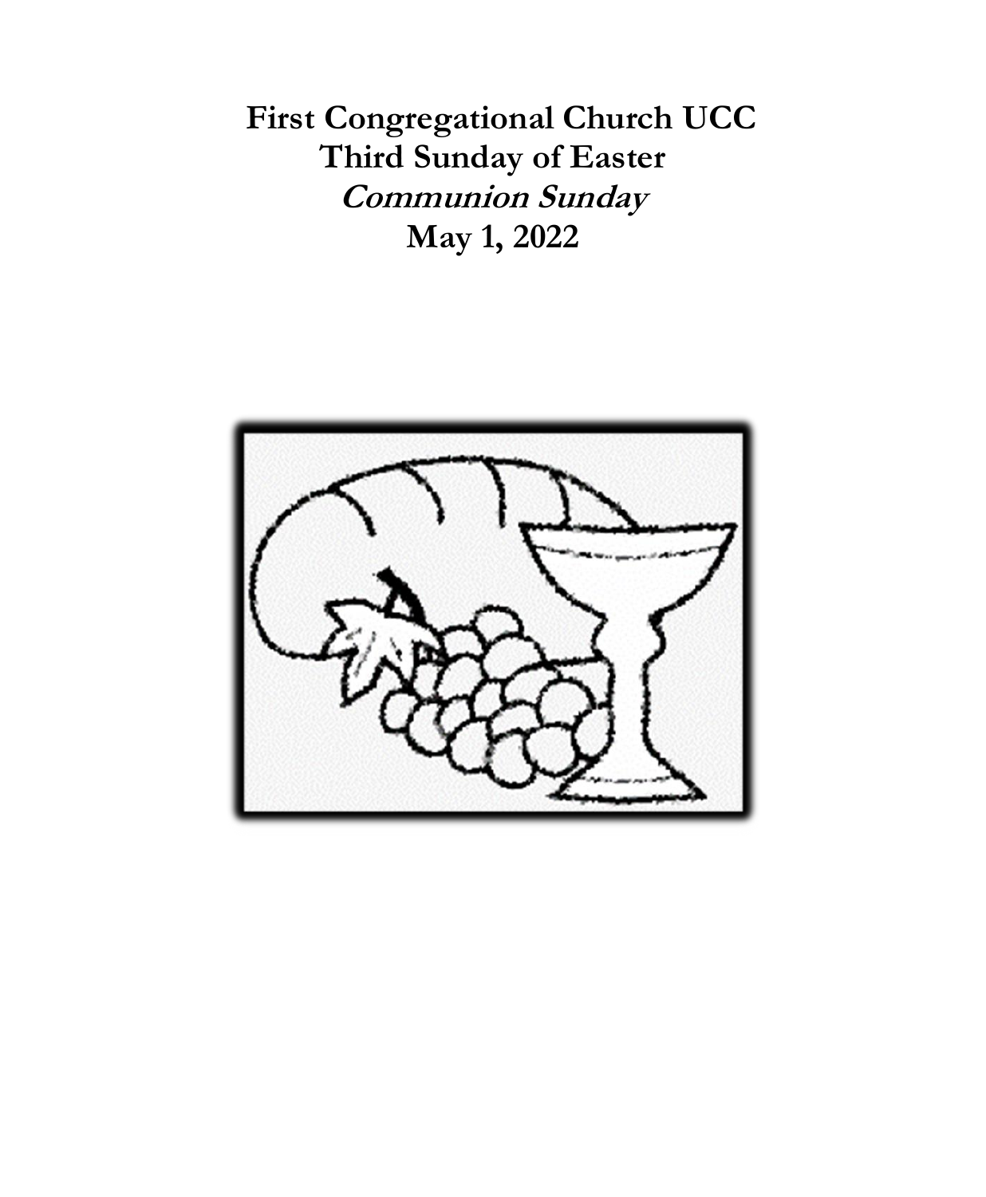# First Congregational Church UCC

## Third Sunday of Easter

***Communion Sunday***

**May 1, 2022**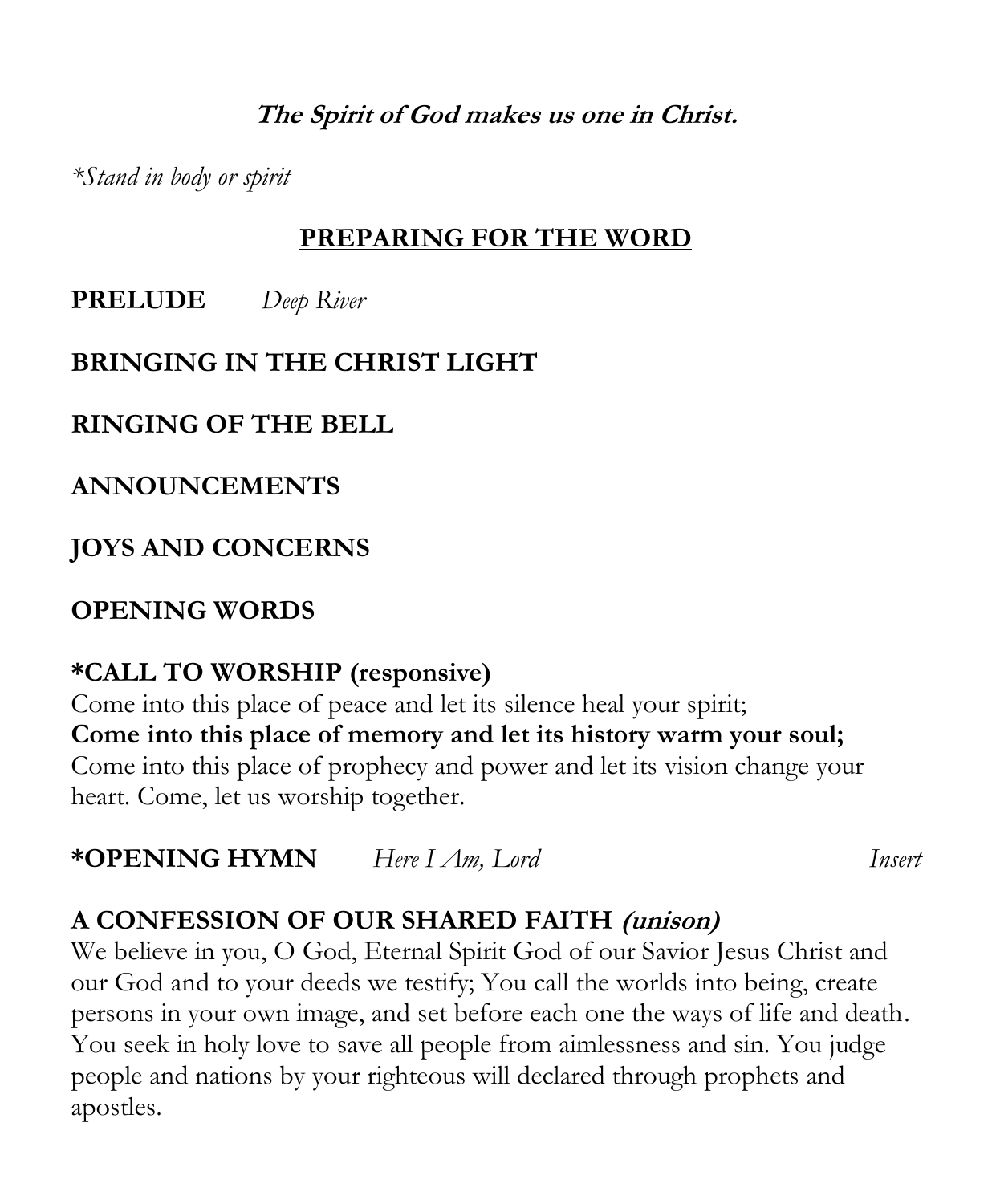***The Spirit of God makes us one in Christ.***

**Stand in body or spirit*

## PREPARING FOR THE WORD

**PRELUDE** *Deep River*

**BRINGING IN THE CHRIST LIGHT**

**RINGING OF THE BELL**

**ANNOUNCEMENTS**

**JOYS AND CONCERNS**

**OPENING WORDS**

**\*CALL TO WORSHIP (responsive)**
Come into this place of peace and let its silence heal your spirit;
**Come into this place of memory and let its history warm your soul;**
Come into this place of prophecy and power and let its vision change your heart. Come, let us worship together.

**\*OPENING HYMN** *Here I Am, Lord* *Insert*

**A CONFESSION OF OUR SHARED FAITH *(unison)***
We believe in you, O God, Eternal Spirit God of our Savior Jesus Christ and our God and to your deeds we testify; You call the worlds into being, create persons in your own image, and set before each one the ways of life and death. You seek in holy love to save all people from aimlessness and sin. You judge people and nations by your righteous will declared through prophets and apostles.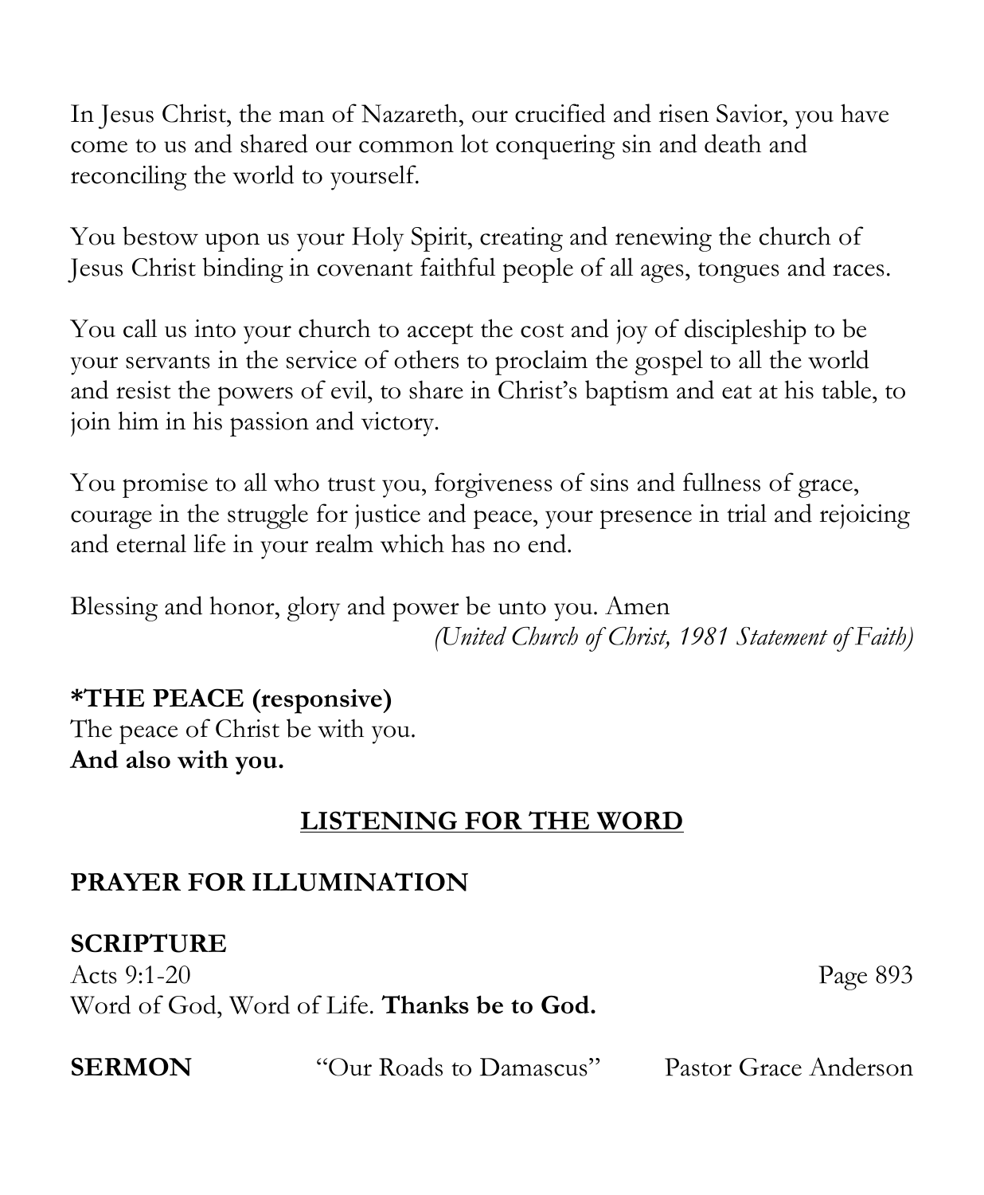In Jesus Christ, the man of Nazareth, our crucified and risen Savior, you have come to us and shared our common lot conquering sin and death and reconciling the world to yourself.

You bestow upon us your Holy Spirit, creating and renewing the church of Jesus Christ binding in covenant faithful people of all ages, tongues and races.

You call us into your church to accept the cost and joy of discipleship to be your servants in the service of others to proclaim the gospel to all the world and resist the powers of evil, to share in Christ's baptism and eat at his table, to join him in his passion and victory.

You promise to all who trust you, forgiveness of sins and fullness of grace, courage in the struggle for justice and peace, your presence in trial and rejoicing and eternal life in your realm which has no end.

Blessing and honor, glory and power be unto you. Amen
*(United Church of Christ, 1981 Statement of Faith)*

**\*THE PEACE (responsive)**
The peace of Christ be with you.
**And also with you.**

## LISTENING FOR THE WORD

**PRAYER FOR ILLUMINATION**

**SCRIPTURE**
Acts 9:1-20 Page 893
Word of God, Word of Life. **Thanks be to God.**

**SERMON** "Our Roads to Damascus" Pastor Grace Anderson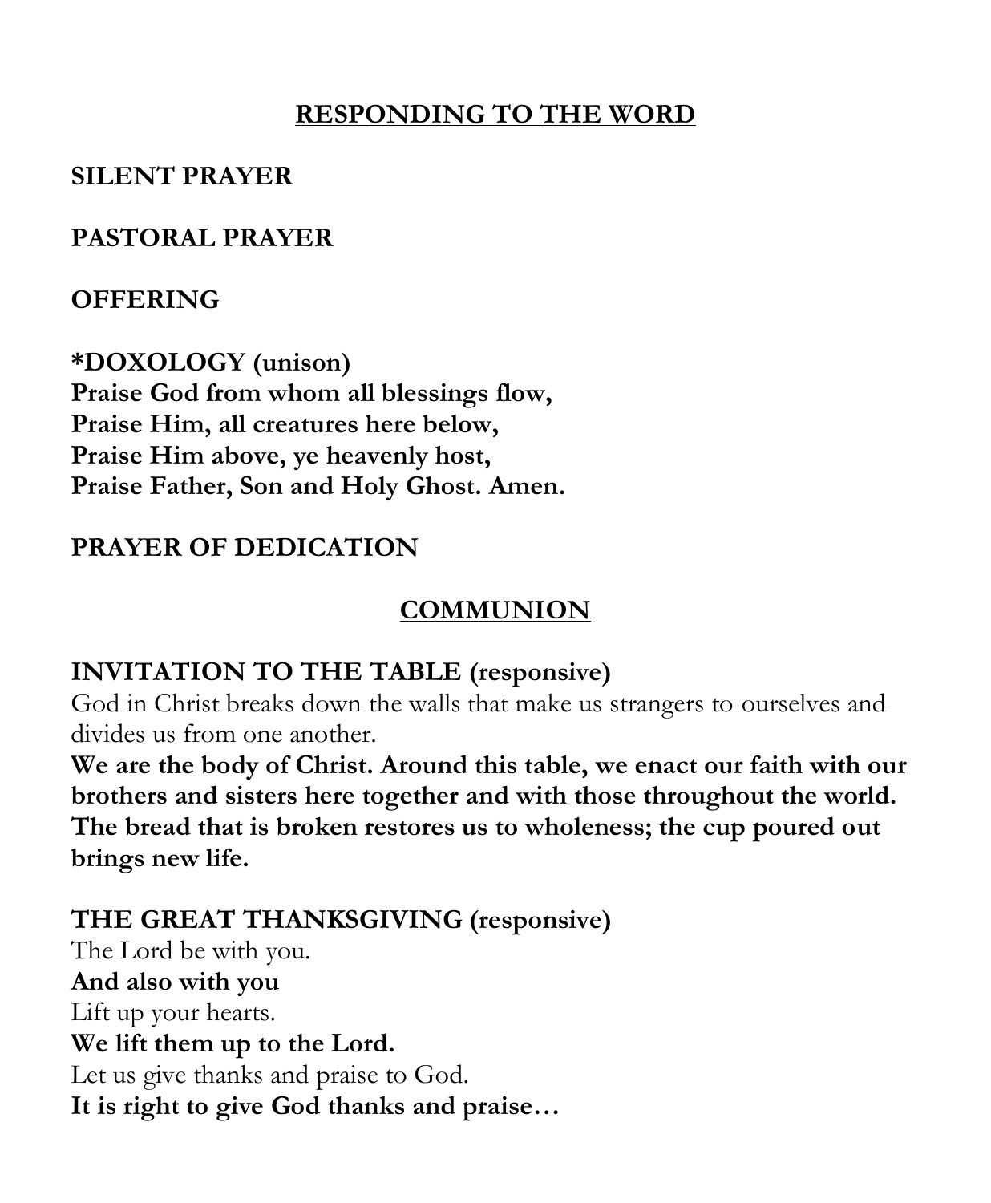## <u>RESPONDING TO THE WORD</u>

**SILENT PRAYER**

**PASTORAL PRAYER**

**OFFERING**

***DOXOLOGY (unison)**
**Praise God from whom all blessings flow,**
**Praise Him, all creatures here below,**
**Praise Him above, ye heavenly host,**
**Praise Father, Son and Holy Ghost. Amen.**

**PRAYER OF DEDICATION**

## <u>COMMUNION</u>

**INVITATION TO THE TABLE (responsive)**
God in Christ breaks down the walls that make us strangers to ourselves and divides us from one another.
**We are the body of Christ. Around this table, we enact our faith with our brothers and sisters here together and with those throughout the world. The bread that is broken restores us to wholeness; the cup poured out brings new life.**

**THE GREAT THANKSGIVING (responsive)**
The Lord be with you.
**And also with you**
Lift up your hearts.
**We lift them up to the Lord.**
Let us give thanks and praise to God.
**It is right to give God thanks and praise…**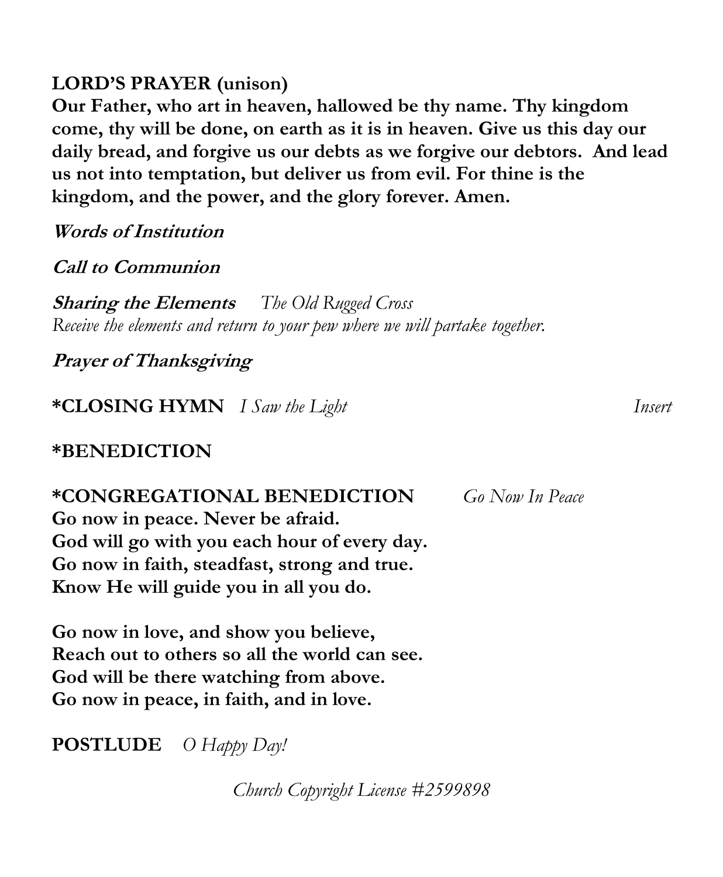**LORD'S PRAYER (unison)**

**Our Father, who art in heaven, hallowed be thy name. Thy kingdom come, thy will be done, on earth as it is in heaven. Give us this day our daily bread, and forgive us our debts as we forgive our debtors. And lead us not into temptation, but deliver us from evil. For thine is the kingdom, and the power, and the glory forever. Amen.**

***Words of Institution***

***Call to Communion***

***Sharing the Elements*** *The Old Rugged Cross*

*Receive the elements and return to your pew where we will partake together.*

***Prayer of Thanksgiving***

**\*CLOSING HYMN** *I Saw the Light* *Insert*

**\*BENEDICTION**

**\*CONGREGATIONAL BENEDICTION** *Go Now In Peace*

**Go now in peace. Never be afraid.**
**God will go with you each hour of every day.**
**Go now in faith, steadfast, strong and true.**
**Know He will guide you in all you do.**

**Go now in love, and show you believe,**
**Reach out to others so all the world can see.**
**God will be there watching from above.**
**Go now in peace, in faith, and in love.**

**POSTLUDE** *O Happy Day!*

*Church Copyright License #2599898*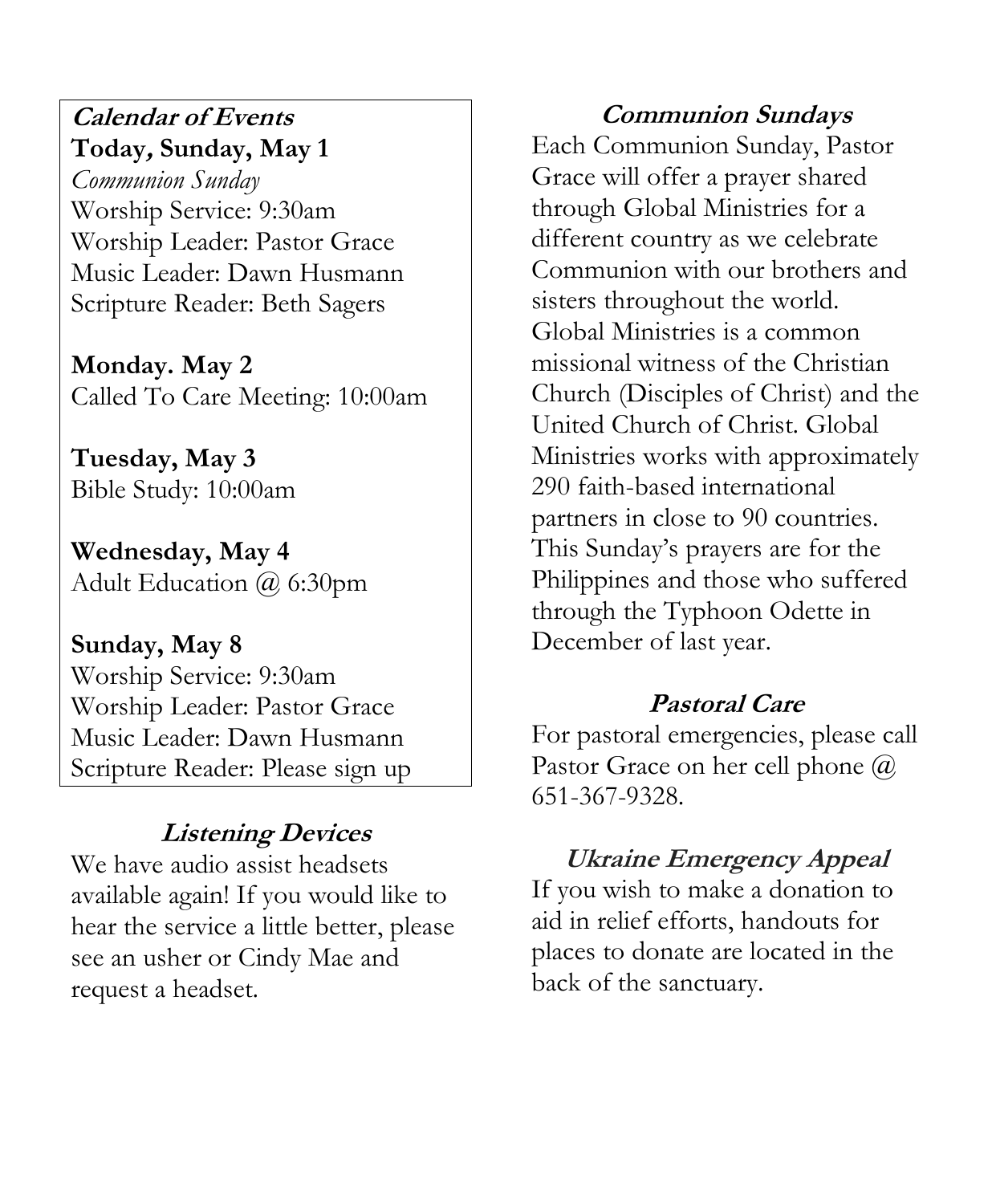### *Calendar of Events*

**Today, Sunday, May 1**
*Communion Sunday*
Worship Service: 9:30am
Worship Leader: Pastor Grace
Music Leader: Dawn Husmann
Scripture Reader: Beth Sagers

**Monday. May 2**
Called To Care Meeting: 10:00am

**Tuesday, May 3**
Bible Study: 10:00am

**Wednesday, May 4**
Adult Education @ 6:30pm

**Sunday, May 8**
Worship Service: 9:30am
Worship Leader: Pastor Grace
Music Leader: Dawn Husmann
Scripture Reader: Please sign up

### *Listening Devices*

We have audio assist headsets available again! If you would like to hear the service a little better, please see an usher or Cindy Mae and request a headset.

### *Communion Sundays*

Each Communion Sunday, Pastor Grace will offer a prayer shared through Global Ministries for a different country as we celebrate Communion with our brothers and sisters throughout the world. Global Ministries is a common missional witness of the Christian Church (Disciples of Christ) and the United Church of Christ. Global Ministries works with approximately 290 faith-based international partners in close to 90 countries. This Sunday's prayers are for the Philippines and those who suffered through the Typhoon Odette in December of last year.

### *Pastoral Care*

For pastoral emergencies, please call Pastor Grace on her cell phone @ 651-367-9328.

### *Ukraine Emergency Appeal*

If you wish to make a donation to aid in relief efforts, handouts for places to donate are located in the back of the sanctuary.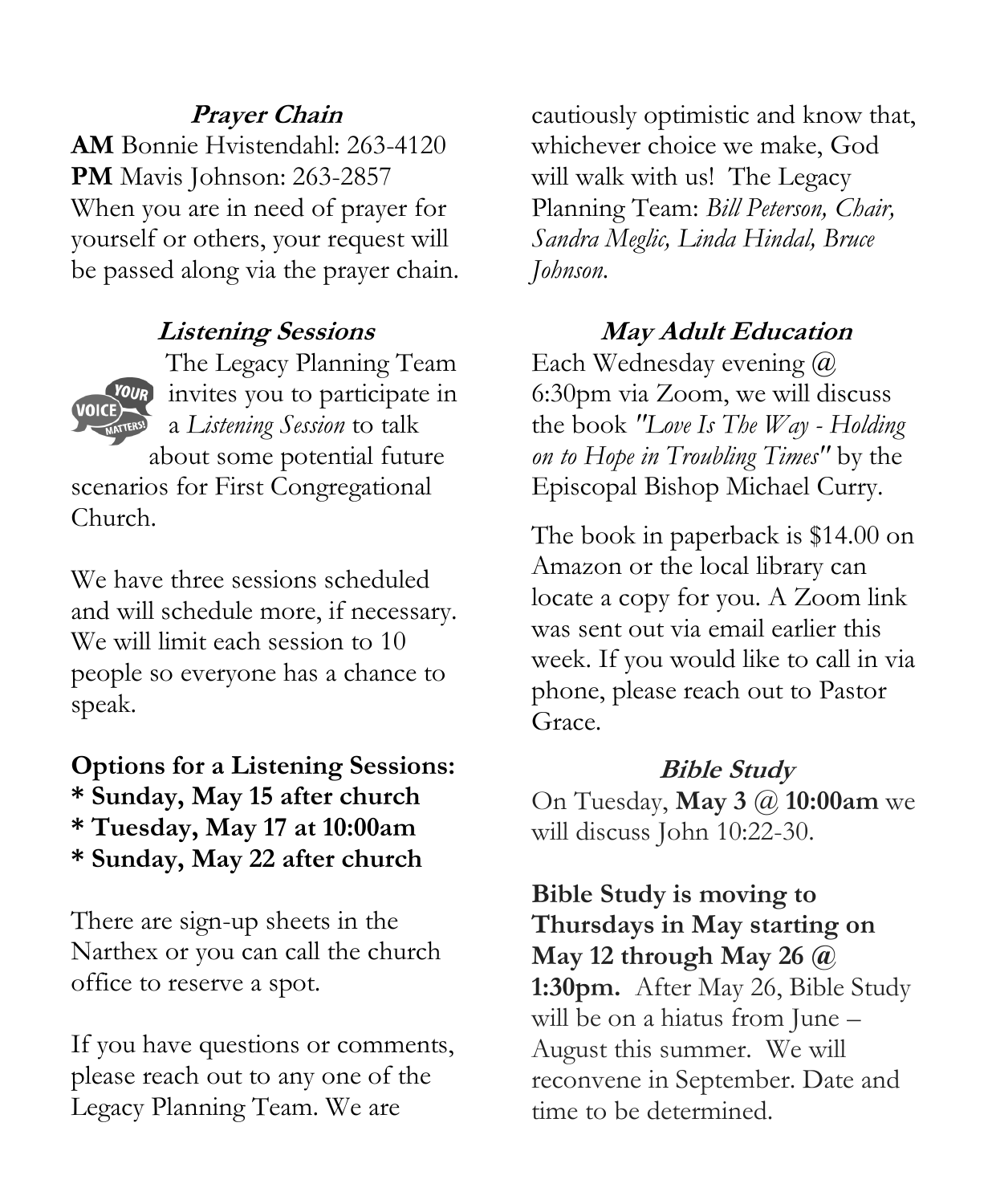### ***Prayer Chain***

**AM** Bonnie Hvistendahl: 263-4120
**PM** Mavis Johnson: 263-2857
When you are in need of prayer for yourself or others, your request will be passed along via the prayer chain.

### ***Listening Sessions***

The Legacy Planning Team invites you to participate in a *Listening Session* to talk about some potential future scenarios for First Congregational Church.

We have three sessions scheduled and will schedule more, if necessary. We will limit each session to 10 people so everyone has a chance to speak.

**Options for a Listening Sessions:**
**\* Sunday, May 15 after church**
**\* Tuesday, May 17 at 10:00am**
**\* Sunday, May 22 after church**

There are sign-up sheets in the Narthex or you can call the church office to reserve a spot.

If you have questions or comments, please reach out to any one of the Legacy Planning Team. We are cautiously optimistic and know that, whichever choice we make, God will walk with us! The Legacy Planning Team: *Bill Peterson, Chair, Sandra Meglic, Linda Hindal, Bruce Johnson.*

### ***May Adult Education***

Each Wednesday evening @ 6:30pm via Zoom, we will discuss the book *"Love Is The Way - Holding on to Hope in Troubling Times"* by the Episcopal Bishop Michael Curry.

The book in paperback is $14.00 on Amazon or the local library can locate a copy for you. A Zoom link was sent out via email earlier this week. If you would like to call in via phone, please reach out to Pastor Grace.

### ***Bible Study***

On Tuesday, **May 3 @ 10:00am** we will discuss John 10:22-30.

**Bible Study is moving to Thursdays in May starting on May 12 through May 26 @ 1:30pm.** After May 26, Bible Study will be on a hiatus from June – August this summer. We will reconvene in September. Date and time to be determined.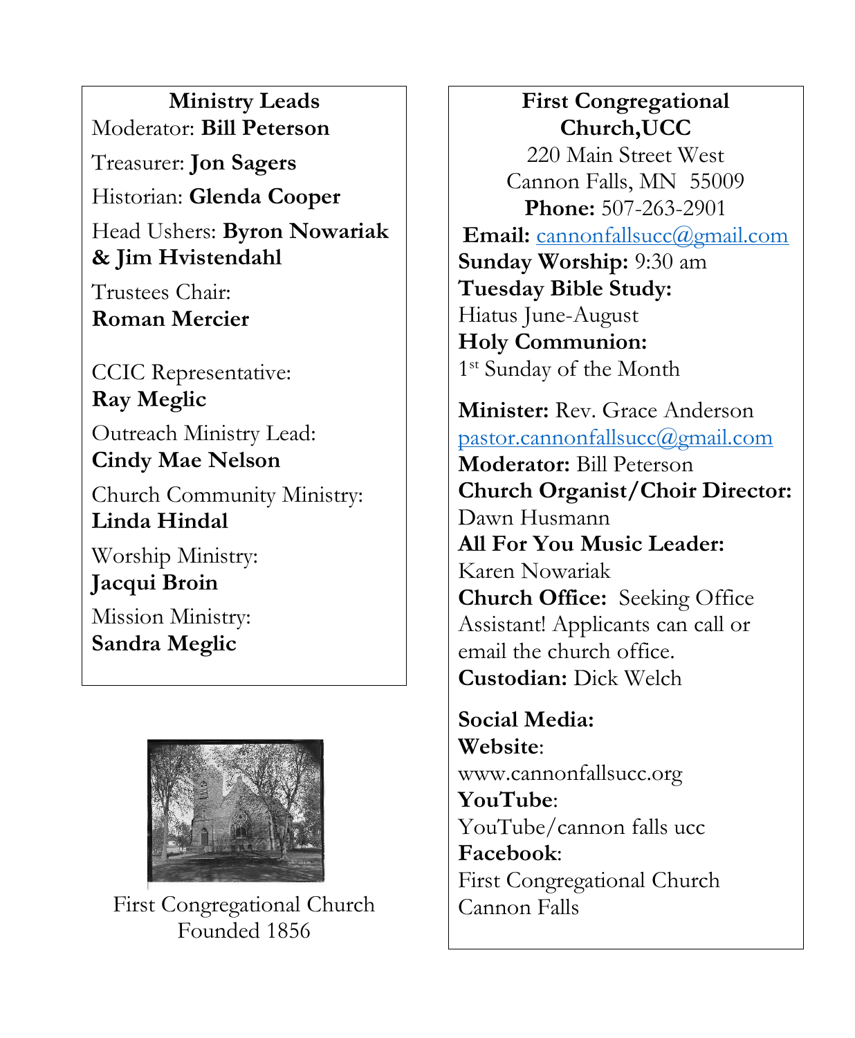**Ministry Leads**

Moderator: **Bill Peterson**

Treasurer: **Jon Sagers**

Historian: **Glenda Cooper**

Head Ushers: **Byron Nowariak & Jim Hvistendahl**

Trustees Chair:
**Roman Mercier**

CCIC Representative:
**Ray Meglic**

Outreach Ministry Lead:
**Cindy Mae Nelson**

Church Community Ministry:
**Linda Hindal**

Worship Ministry:
**Jacqui Broin**

Mission Ministry:
**Sandra Meglic**

First Congregational Church
Founded 1856

**First Congregational Church,UCC**
220 Main Street West
Cannon Falls, MN 55009
**Phone:** 507-263-2901
**Email:** cannonfallsucc@gmail.com
**Sunday Worship:** 9:30 am
**Tuesday Bible Study:**
Hiatus June-August
**Holy Communion:**
1st Sunday of the Month

**Minister:** Rev. Grace Anderson
pastor.cannonfallsucc@gmail.com
**Moderator:** Bill Peterson
**Church Organist/Choir Director:**
Dawn Husmann
**All For You Music Leader:**
Karen Nowariak
**Church Office:** Seeking Office Assistant! Applicants can call or email the church office.
**Custodian:** Dick Welch

**Social Media:**
**Website**:
www.cannonfallsucc.org
**YouTube**:
YouTube/cannon falls ucc
**Facebook**:
First Congregational Church Cannon Falls